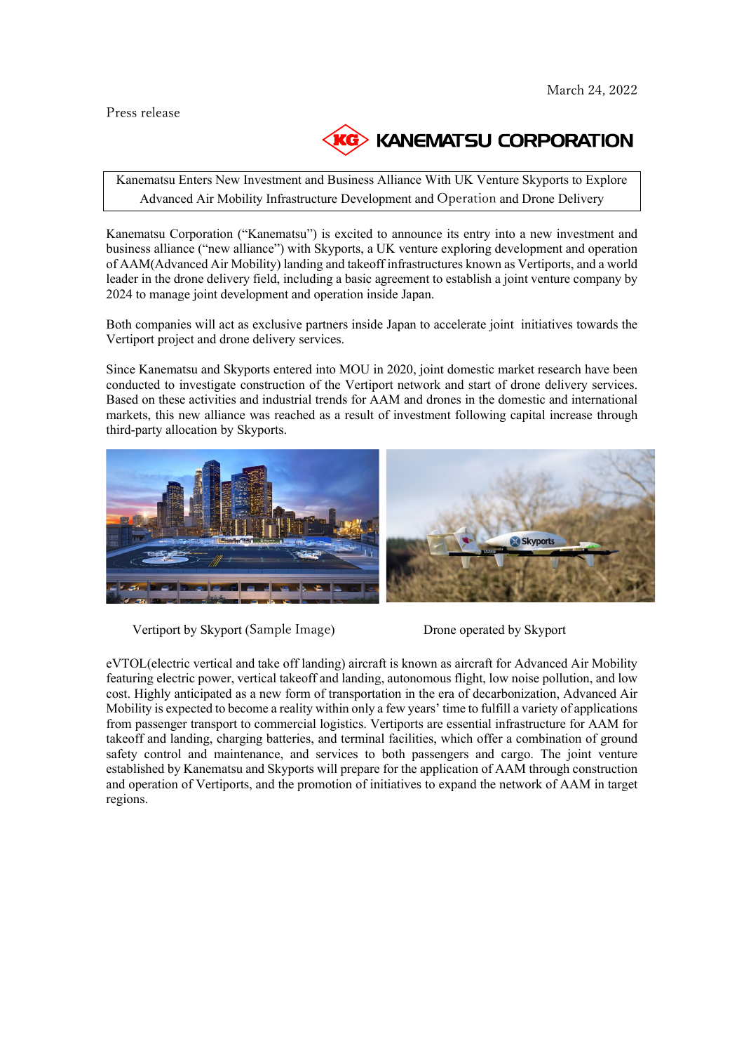March 24, 2022

Press release

KANEMATSU CORPORATION

**Kanematsu Enters New Investment and Business Alliance With UK Venture Skyports to Explore Advanced Air Mobility Infrastructure Development and Operation and Drone Delivery**

Kanematsu Corporation ("Kanematsu") is excited to announce its entry into a new investment and business alliance ("new alliance") with Skyports, a UK venture exploring development and operation of AAM(Advanced Air Mobility) landing and takeoff infrastructures known as Vertiports, and a world leader in the drone delivery field, including a basic agreement to establish a joint venture company by 2024 to manage joint development and operation inside Japan.

Both companies will act as exclusive partners inside Japan to accelerate joint initiatives towards the Vertiport project and drone delivery services.

Since Kanematsu and Skyports entered into MOU in 2020, joint domestic market research have been conducted to investigate construction of the Vertiport network and start of drone delivery services. Based on these activities and industrial trends for AAM and drones in the domestic and international markets, this new alliance was reached as a result of investment following capital increase through third-party allocation by Skyports.

Vertiport by Skyport (Sample Image)

Drone operated by Skyport

eVTOL(electric vertical and take off landing) aircraft is known as aircraft for Advanced Air Mobility featuring electric power, vertical takeoff and landing, autonomous flight, low noise pollution, and low cost. Highly anticipated as a new form of transportation in the era of decarbonization, Advanced Air Mobility is expected to become a reality within only a few years' time to fulfill a variety of applications from passenger transport to commercial logistics. Vertiports are essential infrastructure for AAM for takeoff and landing, charging batteries, and terminal facilities, which offer a combination of ground safety control and maintenance, and services to both passengers and cargo. The joint venture established by Kanematsu and Skyports will prepare for the application of AAM through construction and operation of Vertiports, and the promotion of initiatives to expand the network of AAM in target regions.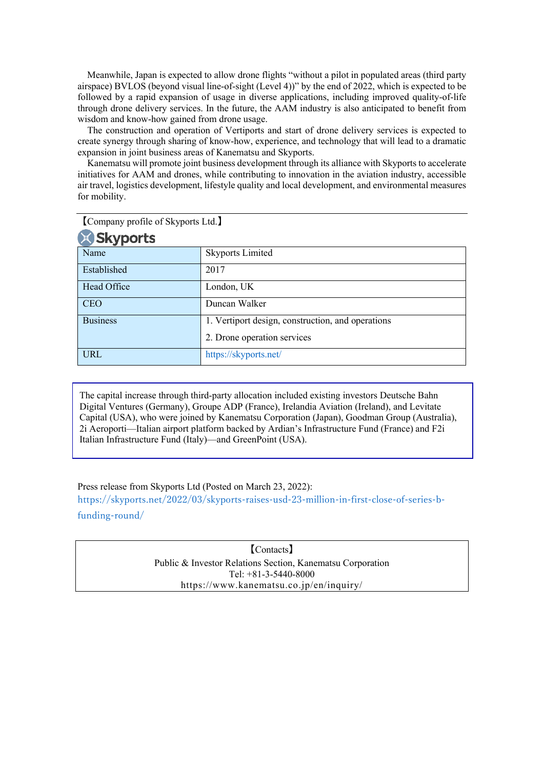Meanwhile, Japan is expected to allow drone flights "without a pilot in populated areas (third party airspace) BVLOS (beyond visual line-of-sight (Level 4))" by the end of 2022, which is expected to be followed by a rapid expansion of usage in diverse applications, including improved quality-of-life through drone delivery services. In the future, the AAM industry is also anticipated to benefit from wisdom and know-how gained from drone usage.

The construction and operation of Vertiports and start of drone delivery services is expected to create synergy through sharing of know-how, experience, and technology that will lead to a dramatic expansion in joint business areas of Kanematsu and Skyports.

Kanematsu will promote joint business development through its alliance with Skyports to accelerate initiatives for AAM and drones, while contributing to innovation in the aviation industry, accessible air travel, logistics development, lifestyle quality and local development, and environmental measures for mobility.

【Company profile of Skyports Ltd.】

Skyports

| | |
|---|---|
| Name | Skyports Limited |
| Established | 2017 |
| Head Office | London, UK |
| CEO | Duncan Walker |
| Business | 1. Vertiport design, construction, and operations<br>2. Drone operation services |
| URL | https://skyports.net/ |

The capital increase through third-party allocation included existing investors Deutsche Bahn Digital Ventures (Germany), Groupe ADP (France), Irelandia Aviation (Ireland), and Levitate Capital (USA), who were joined by Kanematsu Corporation (Japan), Goodman Group (Australia), 2i Aeroporti—Italian airport platform backed by Ardian's Infrastructure Fund (France) and F2i Italian Infrastructure Fund (Italy)—and GreenPoint (USA).

Press release from Skyports Ltd (Posted on March 23, 2022):
https://skyports.net/2022/03/skyports-raises-usd-23-million-in-first-close-of-series-b-funding-round/

【Contacts】
Public & Investor Relations Section, Kanematsu Corporation
Tel: +81-3-5440-8000
https://www.kanematsu.co.jp/en/inquiry/